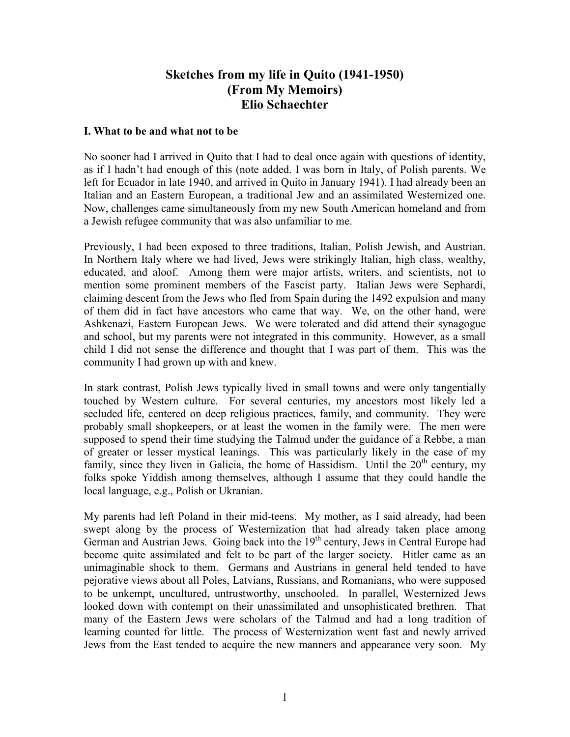# Sketches from my life in Quito (1941-1950)
# (From My Memoirs)
# Elio Schaechter

### I. What to be and what not to be

No sooner had I arrived in Quito that I had to deal once again with questions of identity, as if I hadn't had enough of this (note added. I was born in Italy, of Polish parents. We left for Ecuador in late 1940, and arrived in Quito in January 1941). I had already been an Italian and an Eastern European, a traditional Jew and an assimilated Westernized one. Now, challenges came simultaneously from my new South American homeland and from a Jewish refugee community that was also unfamiliar to me.

Previously, I had been exposed to three traditions, Italian, Polish Jewish, and Austrian. In Northern Italy where we had lived, Jews were strikingly Italian, high class, wealthy, educated, and aloof. Among them were major artists, writers, and scientists, not to mention some prominent members of the Fascist party. Italian Jews were Sephardi, claiming descent from the Jews who fled from Spain during the 1492 expulsion and many of them did in fact have ancestors who came that way. We, on the other hand, were Ashkenazi, Eastern European Jews. We were tolerated and did attend their synagogue and school, but my parents were not integrated in this community. However, as a small child I did not sense the difference and thought that I was part of them. This was the community I had grown up with and knew.

In stark contrast, Polish Jews typically lived in small towns and were only tangentially touched by Western culture. For several centuries, my ancestors most likely led a secluded life, centered on deep religious practices, family, and community. They were probably small shopkeepers, or at least the women in the family were. The men were supposed to spend their time studying the Talmud under the guidance of a Rebbe, a man of greater or lesser mystical leanings. This was particularly likely in the case of my family, since they liven in Galicia, the home of Hassidism. Until the 20th century, my folks spoke Yiddish among themselves, although I assume that they could handle the local language, e.g., Polish or Ukranian.

My parents had left Poland in their mid-teens. My mother, as I said already, had been swept along by the process of Westernization that had already taken place among German and Austrian Jews. Going back into the 19th century, Jews in Central Europe had become quite assimilated and felt to be part of the larger society. Hitler came as an unimaginable shock to them. Germans and Austrians in general held tended to have pejorative views about all Poles, Latvians, Russians, and Romanians, who were supposed to be unkempt, uncultured, untrustworthy, unschooled. In parallel, Westernized Jews looked down with contempt on their unassimilated and unsophisticated brethren. That many of the Eastern Jews were scholars of the Talmud and had a long tradition of learning counted for little. The process of Westernization went fast and newly arrived Jews from the East tended to acquire the new manners and appearance very soon. My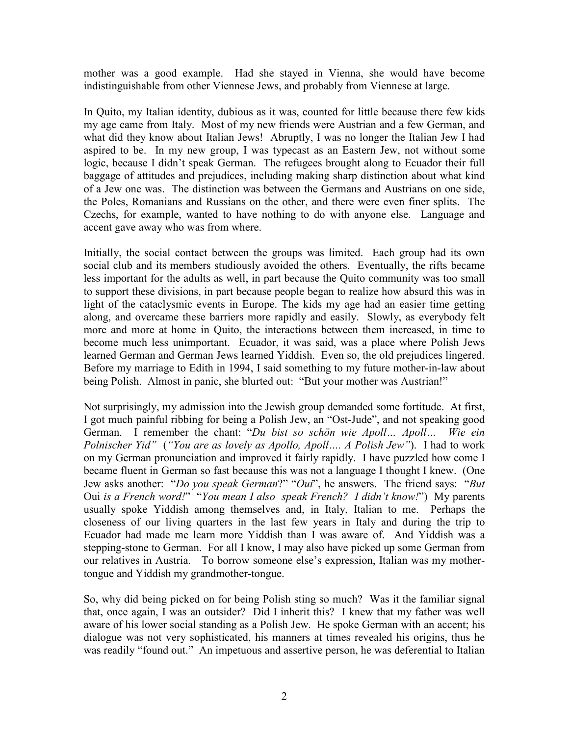mother was a good example. Had she stayed in Vienna, she would have become indistinguishable from other Viennese Jews, and probably from Viennese at large.

In Quito, my Italian identity, dubious as it was, counted for little because there few kids my age came from Italy. Most of my new friends were Austrian and a few German, and what did they know about Italian Jews! Abruptly, I was no longer the Italian Jew I had aspired to be. In my new group, I was typecast as an Eastern Jew, not without some logic, because I didn't speak German. The refugees brought along to Ecuador their full baggage of attitudes and prejudices, including making sharp distinction about what kind of a Jew one was. The distinction was between the Germans and Austrians on one side, the Poles, Romanians and Russians on the other, and there were even finer splits. The Czechs, for example, wanted to have nothing to do with anyone else. Language and accent gave away who was from where.

Initially, the social contact between the groups was limited. Each group had its own social club and its members studiously avoided the others. Eventually, the rifts became less important for the adults as well, in part because the Quito community was too small to support these divisions, in part because people began to realize how absurd this was in light of the cataclysmic events in Europe. The kids my age had an easier time getting along, and overcame these barriers more rapidly and easily. Slowly, as everybody felt more and more at home in Quito, the interactions between them increased, in time to become much less unimportant. Ecuador, it was said, was a place where Polish Jews learned German and German Jews learned Yiddish. Even so, the old prejudices lingered. Before my marriage to Edith in 1994, I said something to my future mother-in-law about being Polish. Almost in panic, she blurted out: "But your mother was Austrian!"

Not surprisingly, my admission into the Jewish group demanded some fortitude. At first, I got much painful ribbing for being a Polish Jew, an "Ost-Jude", and not speaking good German. I remember the chant: "*Du bist so schön wie Apoll… Apoll… Wie ein Polnischer Yid*" (*"You are as lovely as Apollo, Apoll…. A Polish Jew"*). I had to work on my German pronunciation and improved it fairly rapidly. I have puzzled how come I became fluent in German so fast because this was not a language I thought I knew. (One Jew asks another: "*Do you speak German*?" "*Oui*", he answers. The friend says: "*But* Oui *is a French word!*" "*You mean I also speak French? I didn't know!*") My parents usually spoke Yiddish among themselves and, in Italy, Italian to me. Perhaps the closeness of our living quarters in the last few years in Italy and during the trip to Ecuador had made me learn more Yiddish than I was aware of. And Yiddish was a stepping-stone to German. For all I know, I may also have picked up some German from our relatives in Austria. To borrow someone else's expression, Italian was my mother-tongue and Yiddish my grandmother-tongue.

So, why did being picked on for being Polish sting so much? Was it the familiar signal that, once again, I was an outsider? Did I inherit this? I knew that my father was well aware of his lower social standing as a Polish Jew. He spoke German with an accent; his dialogue was not very sophisticated, his manners at times revealed his origins, thus he was readily "found out." An impetuous and assertive person, he was deferential to Italian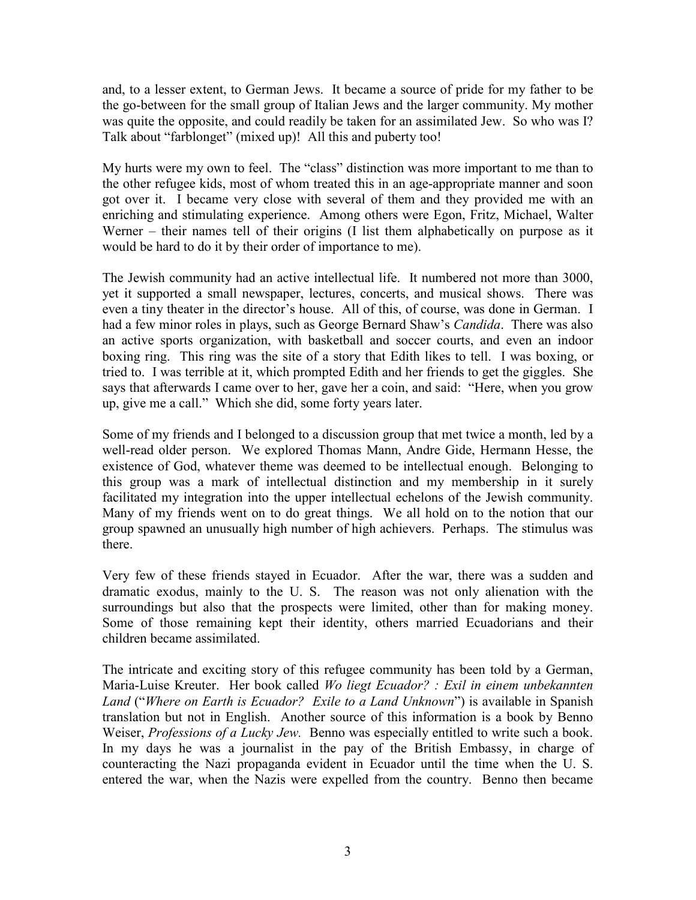and, to a lesser extent, to German Jews. It became a source of pride for my father to be the go-between for the small group of Italian Jews and the larger community. My mother was quite the opposite, and could readily be taken for an assimilated Jew. So who was I? Talk about "farblonget" (mixed up)! All this and puberty too!

My hurts were my own to feel. The "class" distinction was more important to me than to the other refugee kids, most of whom treated this in an age-appropriate manner and soon got over it. I became very close with several of them and they provided me with an enriching and stimulating experience. Among others were Egon, Fritz, Michael, Walter Werner – their names tell of their origins (I list them alphabetically on purpose as it would be hard to do it by their order of importance to me).

The Jewish community had an active intellectual life. It numbered not more than 3000, yet it supported a small newspaper, lectures, concerts, and musical shows. There was even a tiny theater in the director's house. All of this, of course, was done in German. I had a few minor roles in plays, such as George Bernard Shaw's *Candida*. There was also an active sports organization, with basketball and soccer courts, and even an indoor boxing ring. This ring was the site of a story that Edith likes to tell. I was boxing, or tried to. I was terrible at it, which prompted Edith and her friends to get the giggles. She says that afterwards I came over to her, gave her a coin, and said: "Here, when you grow up, give me a call." Which she did, some forty years later.

Some of my friends and I belonged to a discussion group that met twice a month, led by a well-read older person. We explored Thomas Mann, Andre Gide, Hermann Hesse, the existence of God, whatever theme was deemed to be intellectual enough. Belonging to this group was a mark of intellectual distinction and my membership in it surely facilitated my integration into the upper intellectual echelons of the Jewish community. Many of my friends went on to do great things. We all hold on to the notion that our group spawned an unusually high number of high achievers. Perhaps. The stimulus was there.

Very few of these friends stayed in Ecuador. After the war, there was a sudden and dramatic exodus, mainly to the U. S. The reason was not only alienation with the surroundings but also that the prospects were limited, other than for making money. Some of those remaining kept their identity, others married Ecuadorians and their children became assimilated.

The intricate and exciting story of this refugee community has been told by a German, Maria-Luise Kreuter. Her book called *Wo liegt Ecuador? : Exil in einem unbekannten Land* ("*Where on Earth is Ecuador? Exile to a Land Unknown*") is available in Spanish translation but not in English. Another source of this information is a book by Benno Weiser, *Professions of a Lucky Jew.* Benno was especially entitled to write such a book. In my days he was a journalist in the pay of the British Embassy, in charge of counteracting the Nazi propaganda evident in Ecuador until the time when the U. S. entered the war, when the Nazis were expelled from the country. Benno then became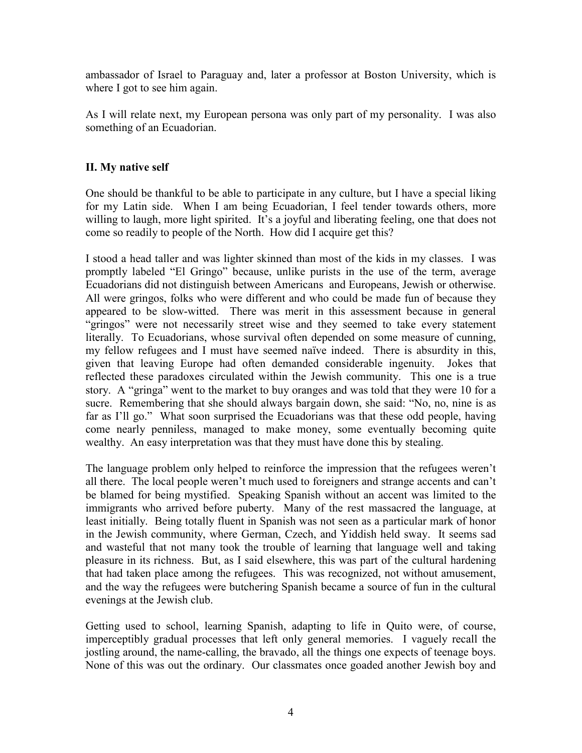ambassador of Israel to Paraguay and, later a professor at Boston University, which is where I got to see him again.

As I will relate next, my European persona was only part of my personality. I was also something of an Ecuadorian.

## II. My native self

One should be thankful to be able to participate in any culture, but I have a special liking for my Latin side. When I am being Ecuadorian, I feel tender towards others, more willing to laugh, more light spirited. It's a joyful and liberating feeling, one that does not come so readily to people of the North. How did I acquire get this?

I stood a head taller and was lighter skinned than most of the kids in my classes. I was promptly labeled "El Gringo" because, unlike purists in the use of the term, average Ecuadorians did not distinguish between Americans and Europeans, Jewish or otherwise. All were gringos, folks who were different and who could be made fun of because they appeared to be slow-witted. There was merit in this assessment because in general "gringos" were not necessarily street wise and they seemed to take every statement literally. To Ecuadorians, whose survival often depended on some measure of cunning, my fellow refugees and I must have seemed naïve indeed. There is absurdity in this, given that leaving Europe had often demanded considerable ingenuity. Jokes that reflected these paradoxes circulated within the Jewish community. This one is a true story. A "gringa" went to the market to buy oranges and was told that they were 10 for a sucre. Remembering that she should always bargain down, she said: "No, no, nine is as far as I'll go." What soon surprised the Ecuadorians was that these odd people, having come nearly penniless, managed to make money, some eventually becoming quite wealthy. An easy interpretation was that they must have done this by stealing.

The language problem only helped to reinforce the impression that the refugees weren't all there. The local people weren't much used to foreigners and strange accents and can't be blamed for being mystified. Speaking Spanish without an accent was limited to the immigrants who arrived before puberty. Many of the rest massacred the language, at least initially. Being totally fluent in Spanish was not seen as a particular mark of honor in the Jewish community, where German, Czech, and Yiddish held sway. It seems sad and wasteful that not many took the trouble of learning that language well and taking pleasure in its richness. But, as I said elsewhere, this was part of the cultural hardening that had taken place among the refugees. This was recognized, not without amusement, and the way the refugees were butchering Spanish became a source of fun in the cultural evenings at the Jewish club.

Getting used to school, learning Spanish, adapting to life in Quito were, of course, imperceptibly gradual processes that left only general memories. I vaguely recall the jostling around, the name-calling, the bravado, all the things one expects of teenage boys. None of this was out the ordinary. Our classmates once goaded another Jewish boy and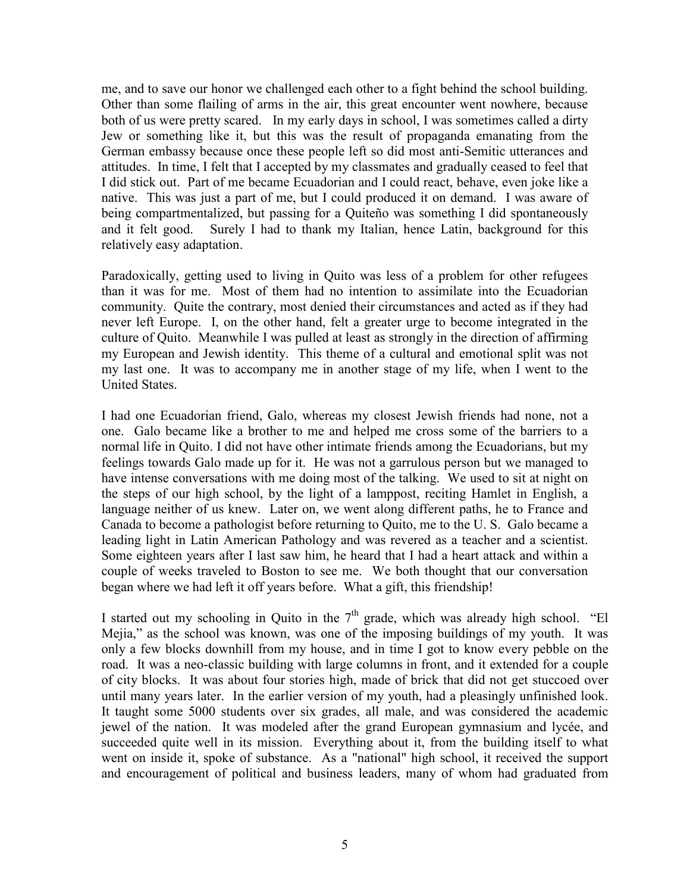me, and to save our honor we challenged each other to a fight behind the school building. Other than some flailing of arms in the air, this great encounter went nowhere, because both of us were pretty scared. In my early days in school, I was sometimes called a dirty Jew or something like it, but this was the result of propaganda emanating from the German embassy because once these people left so did most anti-Semitic utterances and attitudes. In time, I felt that I accepted by my classmates and gradually ceased to feel that I did stick out. Part of me became Ecuadorian and I could react, behave, even joke like a native. This was just a part of me, but I could produced it on demand. I was aware of being compartmentalized, but passing for a Quiteño was something I did spontaneously and it felt good. Surely I had to thank my Italian, hence Latin, background for this relatively easy adaptation.

Paradoxically, getting used to living in Quito was less of a problem for other refugees than it was for me. Most of them had no intention to assimilate into the Ecuadorian community. Quite the contrary, most denied their circumstances and acted as if they had never left Europe. I, on the other hand, felt a greater urge to become integrated in the culture of Quito. Meanwhile I was pulled at least as strongly in the direction of affirming my European and Jewish identity. This theme of a cultural and emotional split was not my last one. It was to accompany me in another stage of my life, when I went to the United States.

I had one Ecuadorian friend, Galo, whereas my closest Jewish friends had none, not a one. Galo became like a brother to me and helped me cross some of the barriers to a normal life in Quito. I did not have other intimate friends among the Ecuadorians, but my feelings towards Galo made up for it. He was not a garrulous person but we managed to have intense conversations with me doing most of the talking. We used to sit at night on the steps of our high school, by the light of a lamppost, reciting Hamlet in English, a language neither of us knew. Later on, we went along different paths, he to France and Canada to become a pathologist before returning to Quito, me to the U. S. Galo became a leading light in Latin American Pathology and was revered as a teacher and a scientist. Some eighteen years after I last saw him, he heard that I had a heart attack and within a couple of weeks traveled to Boston to see me. We both thought that our conversation began where we had left it off years before. What a gift, this friendship!

I started out my schooling in Quito in the 7th grade, which was already high school. "El Mejia," as the school was known, was one of the imposing buildings of my youth. It was only a few blocks downhill from my house, and in time I got to know every pebble on the road. It was a neo-classic building with large columns in front, and it extended for a couple of city blocks. It was about four stories high, made of brick that did not get stuccoed over until many years later. In the earlier version of my youth, had a pleasingly unfinished look. It taught some 5000 students over six grades, all male, and was considered the academic jewel of the nation. It was modeled after the grand European gymnasium and lycée, and succeeded quite well in its mission. Everything about it, from the building itself to what went on inside it, spoke of substance. As a "national" high school, it received the support and encouragement of political and business leaders, many of whom had graduated from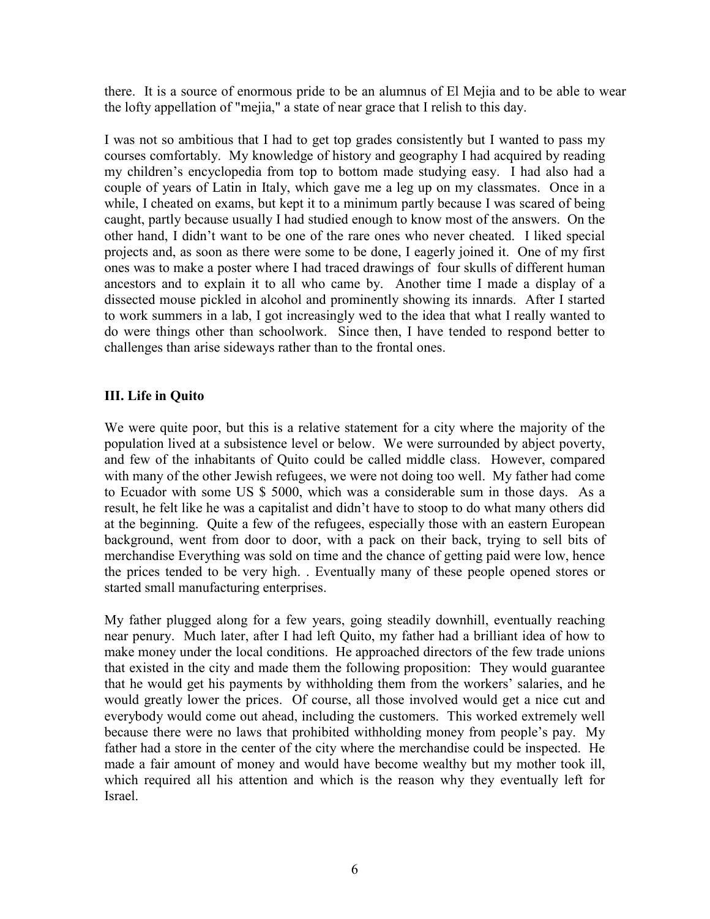there. It is a source of enormous pride to be an alumnus of El Mejia and to be able to wear the lofty appellation of "mejia," a state of near grace that I relish to this day.

I was not so ambitious that I had to get top grades consistently but I wanted to pass my courses comfortably. My knowledge of history and geography I had acquired by reading my children's encyclopedia from top to bottom made studying easy. I had also had a couple of years of Latin in Italy, which gave me a leg up on my classmates. Once in a while, I cheated on exams, but kept it to a minimum partly because I was scared of being caught, partly because usually I had studied enough to know most of the answers. On the other hand, I didn't want to be one of the rare ones who never cheated. I liked special projects and, as soon as there were some to be done, I eagerly joined it. One of my first ones was to make a poster where I had traced drawings of four skulls of different human ancestors and to explain it to all who came by. Another time I made a display of a dissected mouse pickled in alcohol and prominently showing its innards. After I started to work summers in a lab, I got increasingly wed to the idea that what I really wanted to do were things other than schoolwork. Since then, I have tended to respond better to challenges than arise sideways rather than to the frontal ones.

## III. Life in Quito

We were quite poor, but this is a relative statement for a city where the majority of the population lived at a subsistence level or below. We were surrounded by abject poverty, and few of the inhabitants of Quito could be called middle class. However, compared with many of the other Jewish refugees, we were not doing too well. My father had come to Ecuador with some US $ 5000, which was a considerable sum in those days. As a result, he felt like he was a capitalist and didn't have to stoop to do what many others did at the beginning. Quite a few of the refugees, especially those with an eastern European background, went from door to door, with a pack on their back, trying to sell bits of merchandise Everything was sold on time and the chance of getting paid were low, hence the prices tended to be very high. . Eventually many of these people opened stores or started small manufacturing enterprises.

My father plugged along for a few years, going steadily downhill, eventually reaching near penury. Much later, after I had left Quito, my father had a brilliant idea of how to make money under the local conditions. He approached directors of the few trade unions that existed in the city and made them the following proposition: They would guarantee that he would get his payments by withholding them from the workers' salaries, and he would greatly lower the prices. Of course, all those involved would get a nice cut and everybody would come out ahead, including the customers. This worked extremely well because there were no laws that prohibited withholding money from people's pay. My father had a store in the center of the city where the merchandise could be inspected. He made a fair amount of money and would have become wealthy but my mother took ill, which required all his attention and which is the reason why they eventually left for Israel.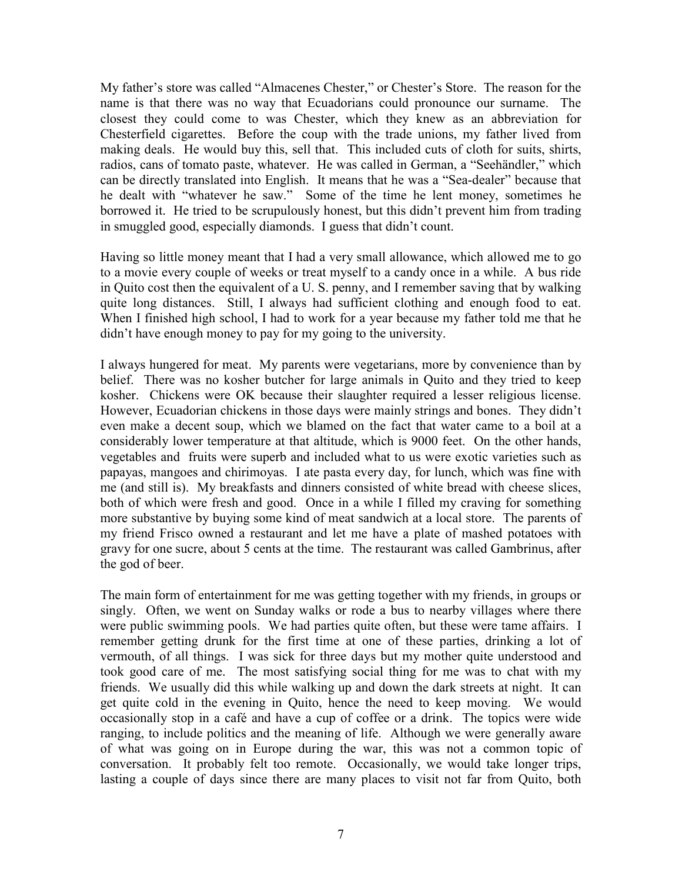My father's store was called "Almacenes Chester," or Chester's Store. The reason for the name is that there was no way that Ecuadorians could pronounce our surname. The closest they could come to was Chester, which they knew as an abbreviation for Chesterfield cigarettes. Before the coup with the trade unions, my father lived from making deals. He would buy this, sell that. This included cuts of cloth for suits, shirts, radios, cans of tomato paste, whatever. He was called in German, a "Seehändler," which can be directly translated into English. It means that he was a "Sea-dealer" because that he dealt with "whatever he saw." Some of the time he lent money, sometimes he borrowed it. He tried to be scrupulously honest, but this didn't prevent him from trading in smuggled good, especially diamonds. I guess that didn't count.

Having so little money meant that I had a very small allowance, which allowed me to go to a movie every couple of weeks or treat myself to a candy once in a while. A bus ride in Quito cost then the equivalent of a U. S. penny, and I remember saving that by walking quite long distances. Still, I always had sufficient clothing and enough food to eat. When I finished high school, I had to work for a year because my father told me that he didn't have enough money to pay for my going to the university.

I always hungered for meat. My parents were vegetarians, more by convenience than by belief. There was no kosher butcher for large animals in Quito and they tried to keep kosher. Chickens were OK because their slaughter required a lesser religious license. However, Ecuadorian chickens in those days were mainly strings and bones. They didn't even make a decent soup, which we blamed on the fact that water came to a boil at a considerably lower temperature at that altitude, which is 9000 feet. On the other hands, vegetables and fruits were superb and included what to us were exotic varieties such as papayas, mangoes and chirimoyas. I ate pasta every day, for lunch, which was fine with me (and still is). My breakfasts and dinners consisted of white bread with cheese slices, both of which were fresh and good. Once in a while I filled my craving for something more substantive by buying some kind of meat sandwich at a local store. The parents of my friend Frisco owned a restaurant and let me have a plate of mashed potatoes with gravy for one sucre, about 5 cents at the time. The restaurant was called Gambrinus, after the god of beer.

The main form of entertainment for me was getting together with my friends, in groups or singly. Often, we went on Sunday walks or rode a bus to nearby villages where there were public swimming pools. We had parties quite often, but these were tame affairs. I remember getting drunk for the first time at one of these parties, drinking a lot of vermouth, of all things. I was sick for three days but my mother quite understood and took good care of me. The most satisfying social thing for me was to chat with my friends. We usually did this while walking up and down the dark streets at night. It can get quite cold in the evening in Quito, hence the need to keep moving. We would occasionally stop in a café and have a cup of coffee or a drink. The topics were wide ranging, to include politics and the meaning of life. Although we were generally aware of what was going on in Europe during the war, this was not a common topic of conversation. It probably felt too remote. Occasionally, we would take longer trips, lasting a couple of days since there are many places to visit not far from Quito, both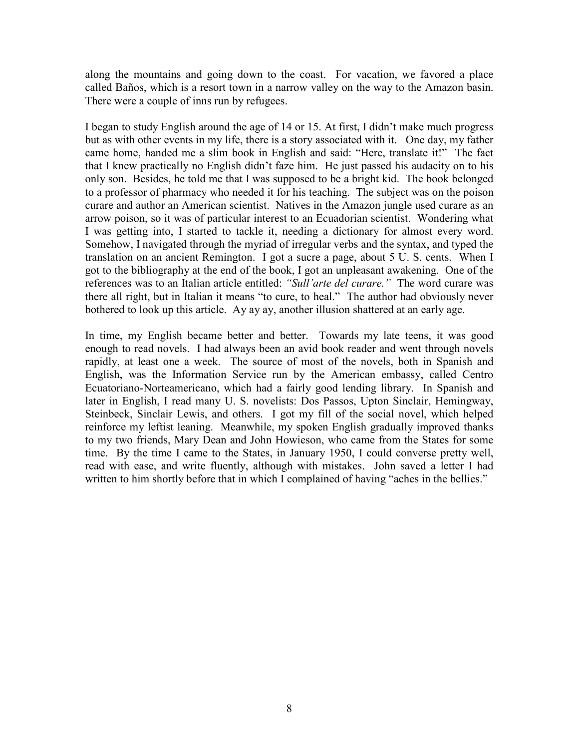along the mountains and going down to the coast. For vacation, we favored a place called Baños, which is a resort town in a narrow valley on the way to the Amazon basin. There were a couple of inns run by refugees.

I began to study English around the age of 14 or 15. At first, I didn't make much progress but as with other events in my life, there is a story associated with it. One day, my father came home, handed me a slim book in English and said: "Here, translate it!" The fact that I knew practically no English didn't faze him. He just passed his audacity on to his only son. Besides, he told me that I was supposed to be a bright kid. The book belonged to a professor of pharmacy who needed it for his teaching. The subject was on the poison curare and author an American scientist. Natives in the Amazon jungle used curare as an arrow poison, so it was of particular interest to an Ecuadorian scientist. Wondering what I was getting into, I started to tackle it, needing a dictionary for almost every word. Somehow, I navigated through the myriad of irregular verbs and the syntax, and typed the translation on an ancient Remington. I got a sucre a page, about 5 U. S. cents. When I got to the bibliography at the end of the book, I got an unpleasant awakening. One of the references was to an Italian article entitled: *"Sull'arte del curare."* The word curare was there all right, but in Italian it means "to cure, to heal." The author had obviously never bothered to look up this article. Ay ay ay, another illusion shattered at an early age.

In time, my English became better and better. Towards my late teens, it was good enough to read novels. I had always been an avid book reader and went through novels rapidly, at least one a week. The source of most of the novels, both in Spanish and English, was the Information Service run by the American embassy, called Centro Ecuatoriano-Norteamericano, which had a fairly good lending library. In Spanish and later in English, I read many U. S. novelists: Dos Passos, Upton Sinclair, Hemingway, Steinbeck, Sinclair Lewis, and others. I got my fill of the social novel, which helped reinforce my leftist leaning. Meanwhile, my spoken English gradually improved thanks to my two friends, Mary Dean and John Howieson, who came from the States for some time. By the time I came to the States, in January 1950, I could converse pretty well, read with ease, and write fluently, although with mistakes. John saved a letter I had written to him shortly before that in which I complained of having "aches in the bellies."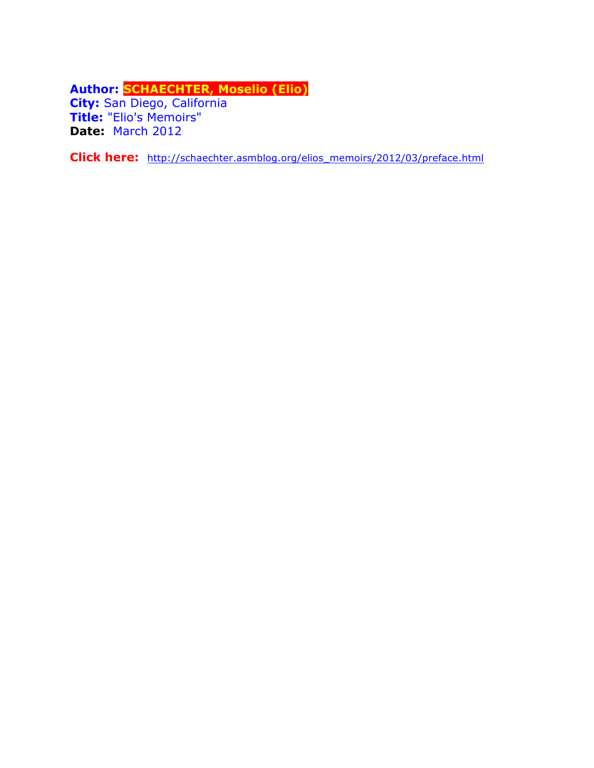**Author:** **SCHAECHTER, Moselio (Elio)**
**City:** San Diego, California
**Title:** "Elio's Memoirs"
**Date:** March 2012

**Click here:** http://schaechter.asmblog.org/elios_memoirs/2012/03/preface.html